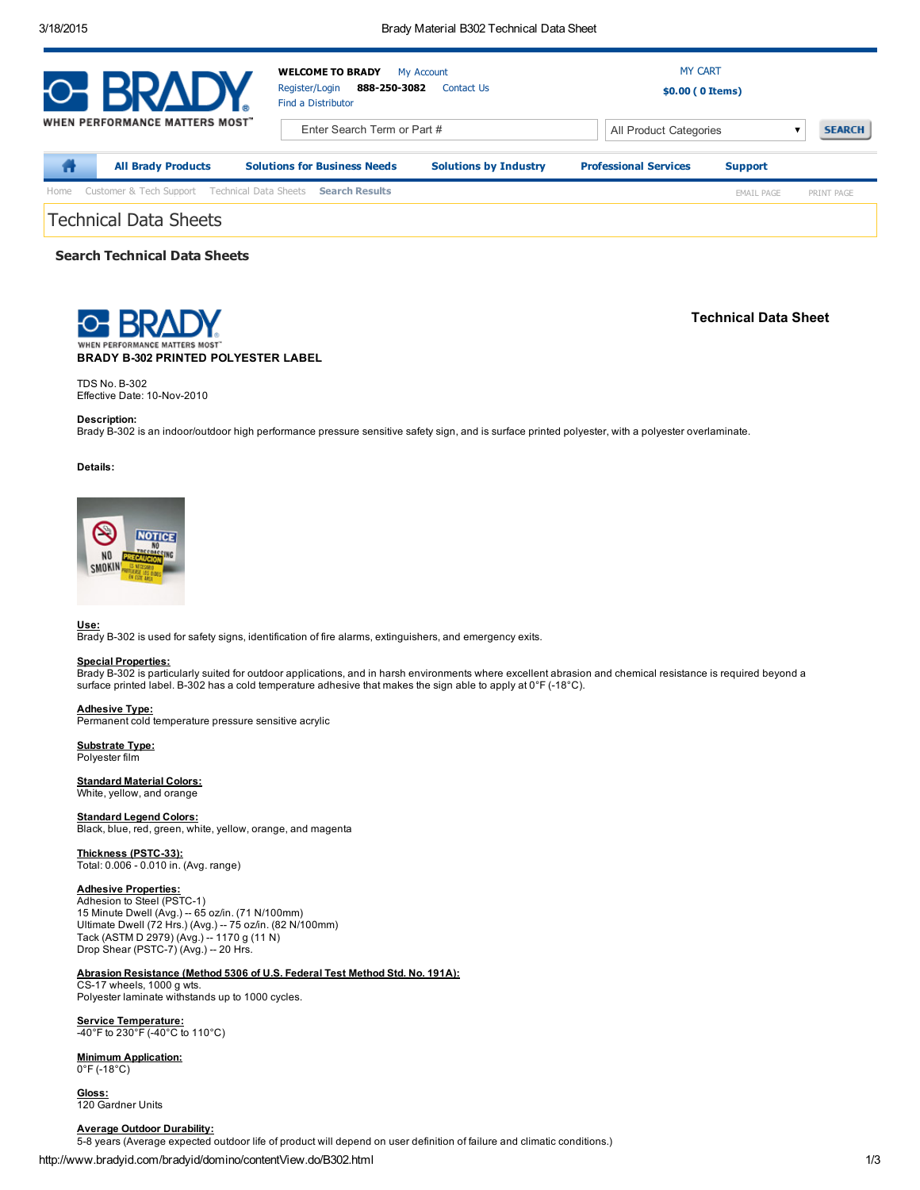# Technical Data Sheets

## Search Technical Data Sheets

**Technical Data Sheet**

**BRADY B-302 PRINTED POLYESTER LABEL**

TDS No. B-302
Effective Date: 10-Nov-2010

**Description:**
Brady B-302 is an indoor/outdoor high performance pressure sensitive safety sign, and is surface printed polyester, with a polyester overlaminate.

**Details:**

**Use:**
Brady B-302 is used for safety signs, identification of fire alarms, extinguishers, and emergency exits.

**Special Properties:**
Brady B-302 is particularly suited for outdoor applications, and in harsh environments where excellent abrasion and chemical resistance is required beyond a surface printed label. B-302 has a cold temperature adhesive that makes the sign able to apply at 0°F (-18°C).

**Adhesive Type:**
Permanent cold temperature pressure sensitive acrylic

**Substrate Type:**
Polyester film

**Standard Material Colors:**
White, yellow, and orange

**Standard Legend Colors:**
Black, blue, red, green, white, yellow, orange, and magenta

**Thickness (PSTC-33):**
Total: 0.006 - 0.010 in. (Avg. range)

**Adhesive Properties:**
Adhesion to Steel (PSTC-1)
15 Minute Dwell (Avg.) -- 65 oz/in. (71 N/100mm)
Ultimate Dwell (72 Hrs.) (Avg.) -- 75 oz/in. (82 N/100mm)
Tack (ASTM D 2979) (Avg.) -- 1170 g (11 N)
Drop Shear (PSTC-7) (Avg.) -- 20 Hrs.

**Abrasion Resistance (Method 5306 of U.S. Federal Test Method Std. No. 191A):**
CS-17 wheels, 1000 g wts.
Polyester laminate withstands up to 1000 cycles.

**Service Temperature:**
-40°F to 230°F (-40°C to 110°C)

**Minimum Application:**
0°F (-18°C)

**Gloss:**
120 Gardner Units

**Average Outdoor Durability:**
5-8 years (Average expected outdoor life of product will depend on user definition of failure and climatic conditions.)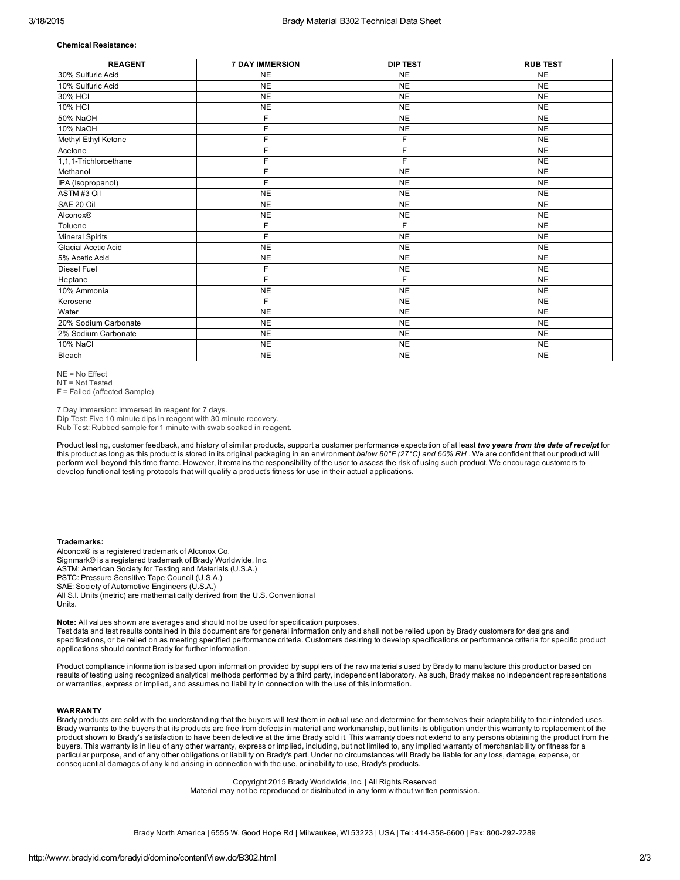**Chemical Resistance:**

| REAGENT | 7 DAY IMMERSION | DIP TEST | RUB TEST |
| --- | --- | --- | --- |
| 30% Sulfuric Acid | NE | NE | NE |
| 10% Sulfuric Acid | NE | NE | NE |
| 30% HCl | NE | NE | NE |
| 10% HCl | NE | NE | NE |
| 50% NaOH | F | NE | NE |
| 10% NaOH | F | NE | NE |
| Methyl Ethyl Ketone | F | F | NE |
| Acetone | F | F | NE |
| 1,1,1-Trichloroethane | F | F | NE |
| Methanol | F | NE | NE |
| IPA (Isopropanol) | F | NE | NE |
| ASTM #3 Oil | NE | NE | NE |
| SAE 20 Oil | NE | NE | NE |
| Alconox® | NE | NE | NE |
| Toluene | F | F | NE |
| Mineral Spirits | F | NE | NE |
| Glacial Acetic Acid | NE | NE | NE |
| 5% Acetic Acid | NE | NE | NE |
| Diesel Fuel | F | NE | NE |
| Heptane | F | F | NE |
| 10% Ammonia | NE | NE | NE |
| Kerosene | F | NE | NE |
| Water | NE | NE | NE |
| 20% Sodium Carbonate | NE | NE | NE |
| 2% Sodium Carbonate | NE | NE | NE |
| 10% NaCl | NE | NE | NE |
| Bleach | NE | NE | NE |

NE = No Effect
NT = Not Tested
F = Failed (affected Sample)

7 Day Immersion: Immersed in reagent for 7 days.
Dip Test: Five 10 minute dips in reagent with 30 minute recovery.
Rub Test: Rubbed sample for 1 minute with swab soaked in reagent.

Product testing, customer feedback, and history of similar products, support a customer performance expectation of at least ***two years from the date of receipt*** for this product as long as this product is stored in its original packaging in an environment *below 80°F (27°C) and 60% RH* . We are confident that our product will perform well beyond this time frame. However, it remains the responsibility of the user to assess the risk of using such product. We encourage customers to develop functional testing protocols that will qualify a product's fitness for use in their actual applications.

**Trademarks:**
Alconox® is a registered trademark of Alconox Co.
Signmark® is a registered trademark of Brady Worldwide, Inc.
ASTM: American Society for Testing and Materials (U.S.A.)
PSTC: Pressure Sensitive Tape Council (U.S.A.)
SAE: Society of Automotive Engineers (U.S.A.)
All S.I. Units (metric) are mathematically derived from the U.S. Conventional Units.

**Note:** All values shown are averages and should not be used for specification purposes.
Test data and test results contained in this document are for general information only and shall not be relied upon by Brady customers for designs and specifications, or be relied on as meeting specified performance criteria. Customers desiring to develop specifications or performance criteria for specific product applications should contact Brady for further information.

Product compliance information is based upon information provided by suppliers of the raw materials used by Brady to manufacture this product or based on results of testing using recognized analytical methods performed by a third party, independent laboratory. As such, Brady makes no independent representations or warranties, express or implied, and assumes no liability in connection with the use of this information.

**WARRANTY**
Brady products are sold with the understanding that the buyers will test them in actual use and determine for themselves their adaptability to their intended uses. Brady warrants to the buyers that its products are free from defects in material and workmanship, but limits its obligation under this warranty to replacement of the product shown to Brady's satisfaction to have been defective at the time Brady sold it. This warranty does not extend to any persons obtaining the product from the buyers. This warranty is in lieu of any other warranty, express or implied, including, but not limited to, any implied warranty of merchantability or fitness for a particular purpose, and of any other obligations or liability on Brady's part. Under no circumstances will Brady be liable for any loss, damage, expense, or consequential damages of any kind arising in connection with the use, or inability to use, Brady's products.

Copyright 2015 Brady Worldwide, Inc. | All Rights Reserved
Material may not be reproduced or distributed in any form without written permission.

Brady North America | 6555 W. Good Hope Rd | Milwaukee, WI 53223 | USA | Tel: 414-358-6600 | Fax: 800-292-2289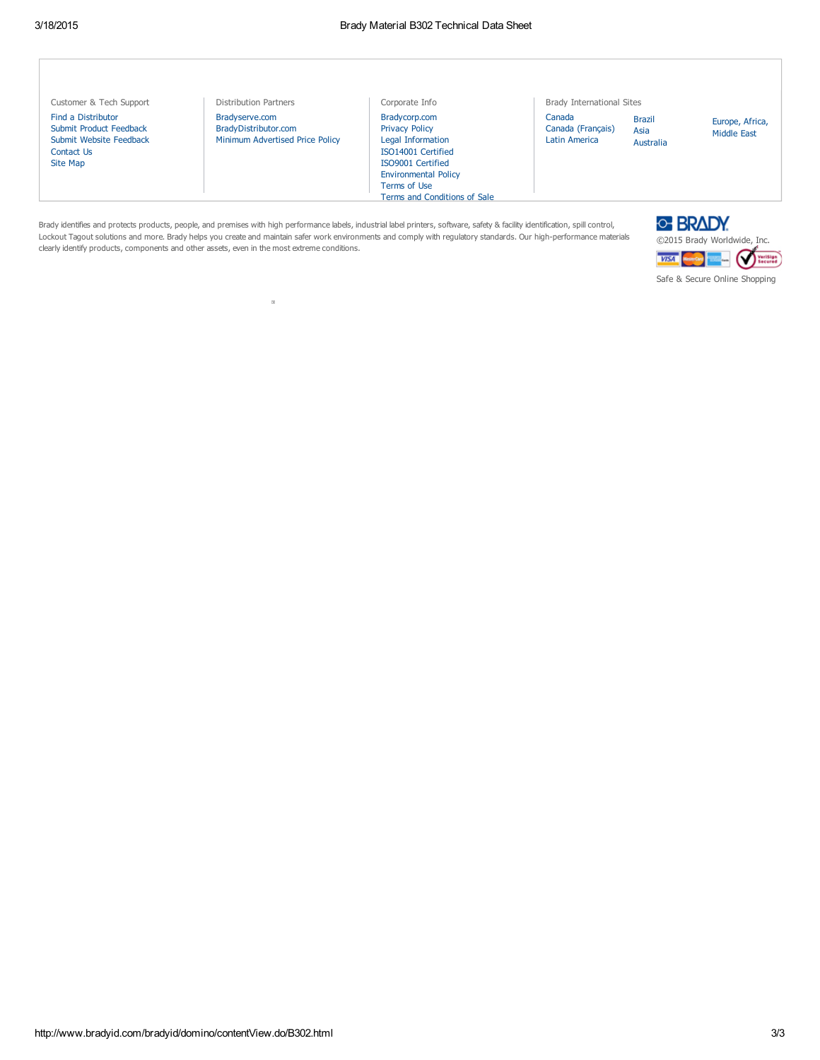Customer & Tech Support

- Find a Distributor
- Submit Product Feedback
- Submit Website Feedback
- Contact Us
- Site Map

Distribution Partners

- Bradyserve.com
- BradyDistributor.com
- Minimum Advertised Price Policy

Corporate Info

- Bradycorp.com
- Privacy Policy
- Legal Information
- ISO14001 Certified
- ISO9001 Certified
- Environmental Policy
- Terms of Use
- Terms and Conditions of Sale

Brady International Sites

- Canada
- Canada (Français)
- Latin America
- Brazil
- Asia
- Australia
- Europe, Africa, Middle East

Brady identifies and protects products, people, and premises with high performance labels, industrial label printers, software, safety & facility identification, spill control, Lockout Tagout solutions and more. Brady helps you create and maintain safer work environments and comply with regulatory standards. Our high-performance materials clearly identify products, components and other assets, even in the most extreme conditions.

BRADY

©2015 Brady Worldwide, Inc.

Safe & Secure Online Shopping